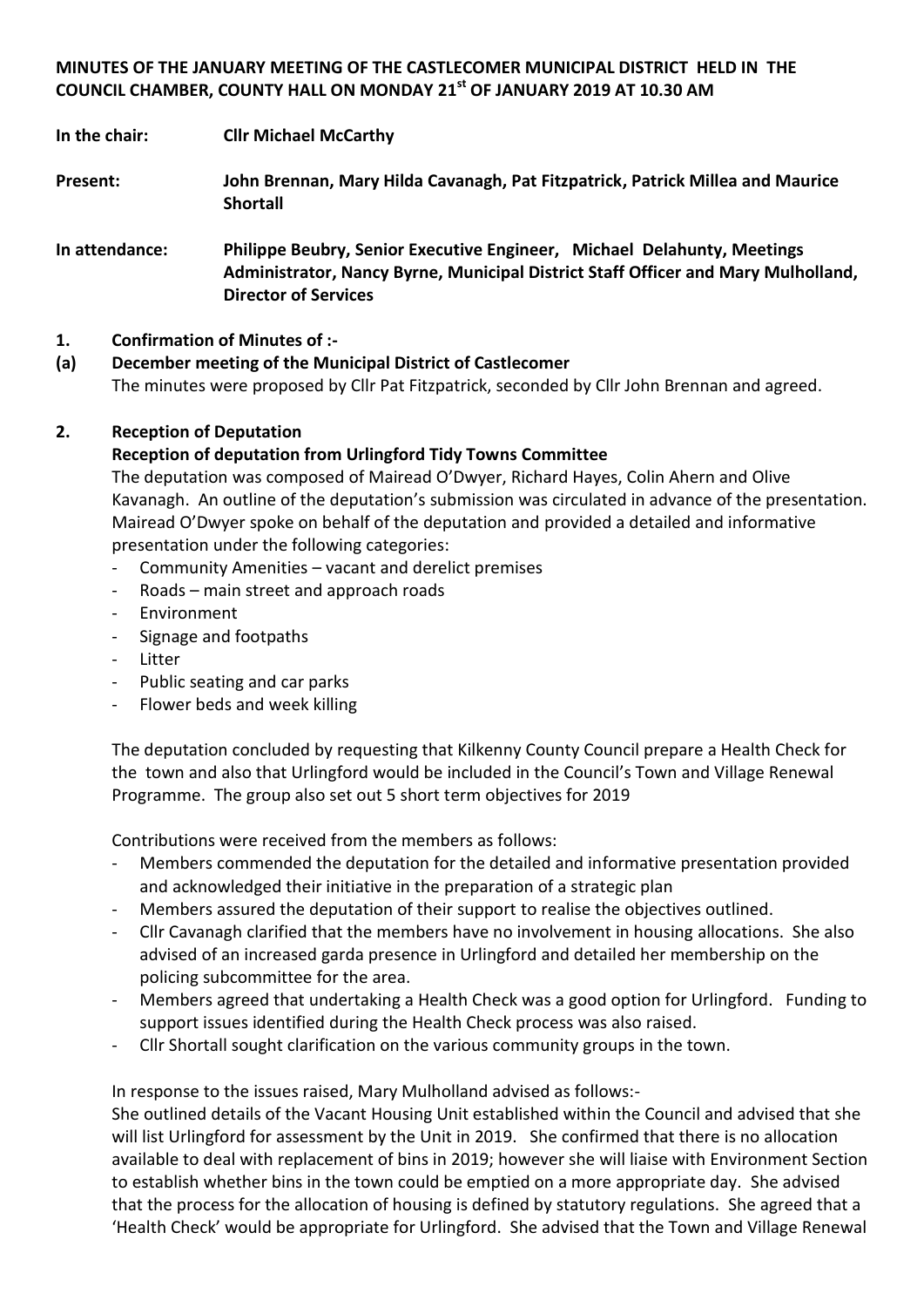**MINUTES OF THE JANUARY MEETING OF THE CASTLECOMER MUNICIPAL DISTRICT HELD IN THE COUNCIL CHAMBER, COUNTY HALL ON MONDAY 21st OF JANUARY 2019 AT 10.30 AM**

**In the chair:** **Cllr Michael McCarthy**

**Present:** **John Brennan, Mary Hilda Cavanagh, Pat Fitzpatrick, Patrick Millea and Maurice Shortall**

**In attendance:** **Philippe Beubry, Senior Executive Engineer, Michael Delahunty, Meetings Administrator, Nancy Byrne, Municipal District Staff Officer and Mary Mulholland, Director of Services**

**1. Confirmation of Minutes of :-**

**(a) December meeting of the Municipal District of Castlecomer**

The minutes were proposed by Cllr Pat Fitzpatrick, seconded by Cllr John Brennan and agreed.

**2. Reception of Deputation**

**Reception of deputation from Urlingford Tidy Towns Committee**

The deputation was composed of Mairead O'Dwyer, Richard Hayes, Colin Ahern and Olive Kavanagh. An outline of the deputation's submission was circulated in advance of the presentation. Mairead O'Dwyer spoke on behalf of the deputation and provided a detailed and informative presentation under the following categories:

- Community Amenities – vacant and derelict premises
- Roads – main street and approach roads
- Environment
- Signage and footpaths
- Litter
- Public seating and car parks
- Flower beds and week killing

The deputation concluded by requesting that Kilkenny County Council prepare a Health Check for the town and also that Urlingford would be included in the Council's Town and Village Renewal Programme. The group also set out 5 short term objectives for 2019

Contributions were received from the members as follows:

- Members commended the deputation for the detailed and informative presentation provided and acknowledged their initiative in the preparation of a strategic plan
- Members assured the deputation of their support to realise the objectives outlined.
- Cllr Cavanagh clarified that the members have no involvement in housing allocations. She also advised of an increased garda presence in Urlingford and detailed her membership on the policing subcommittee for the area.
- Members agreed that undertaking a Health Check was a good option for Urlingford. Funding to support issues identified during the Health Check process was also raised.
- Cllr Shortall sought clarification on the various community groups in the town.

In response to the issues raised, Mary Mulholland advised as follows:-

She outlined details of the Vacant Housing Unit established within the Council and advised that she will list Urlingford for assessment by the Unit in 2019. She confirmed that there is no allocation available to deal with replacement of bins in 2019; however she will liaise with Environment Section to establish whether bins in the town could be emptied on a more appropriate day. She advised that the process for the allocation of housing is defined by statutory regulations. She agreed that a 'Health Check' would be appropriate for Urlingford. She advised that the Town and Village Renewal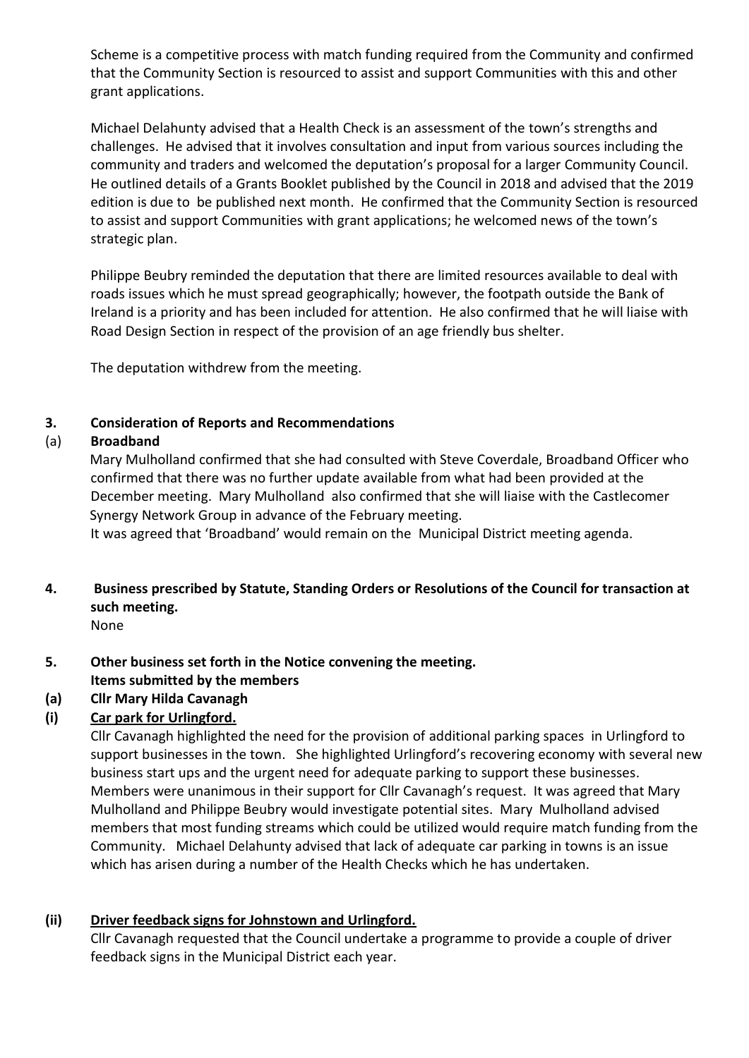Scheme is a competitive process with match funding required from the Community and confirmed that the Community Section is resourced to assist and support Communities with this and other grant applications.

Michael Delahunty advised that a Health Check is an assessment of the town's strengths and challenges. He advised that it involves consultation and input from various sources including the community and traders and welcomed the deputation's proposal for a larger Community Council. He outlined details of a Grants Booklet published by the Council in 2018 and advised that the 2019 edition is due to be published next month. He confirmed that the Community Section is resourced to assist and support Communities with grant applications; he welcomed news of the town's strategic plan.

Philippe Beubry reminded the deputation that there are limited resources available to deal with roads issues which he must spread geographically; however, the footpath outside the Bank of Ireland is a priority and has been included for attention. He also confirmed that he will liaise with Road Design Section in respect of the provision of an age friendly bus shelter.

The deputation withdrew from the meeting.

**3. Consideration of Reports and Recommendations**

(a) **Broadband**

Mary Mulholland confirmed that she had consulted with Steve Coverdale, Broadband Officer who confirmed that there was no further update available from what had been provided at the December meeting. Mary Mulholland also confirmed that she will liaise with the Castlecomer Synergy Network Group in advance of the February meeting.
It was agreed that 'Broadband' would remain on the Municipal District meeting agenda.

**4. Business prescribed by Statute, Standing Orders or Resolutions of the Council for transaction at such meeting.**

None

**5. Other business set forth in the Notice convening the meeting.**
**Items submitted by the members**

**(a) Cllr Mary Hilda Cavanagh**

**(i) <u>Car park for Urlingford.</u>**

Cllr Cavanagh highlighted the need for the provision of additional parking spaces in Urlingford to support businesses in the town. She highlighted Urlingford's recovering economy with several new business start ups and the urgent need for adequate parking to support these businesses. Members were unanimous in their support for Cllr Cavanagh's request. It was agreed that Mary Mulholland and Philippe Beubry would investigate potential sites. Mary Mulholland advised members that most funding streams which could be utilized would require match funding from the Community. Michael Delahunty advised that lack of adequate car parking in towns is an issue which has arisen during a number of the Health Checks which he has undertaken.

**(ii) <u>Driver feedback signs for Johnstown and Urlingford.</u>**

Cllr Cavanagh requested that the Council undertake a programme to provide a couple of driver feedback signs in the Municipal District each year.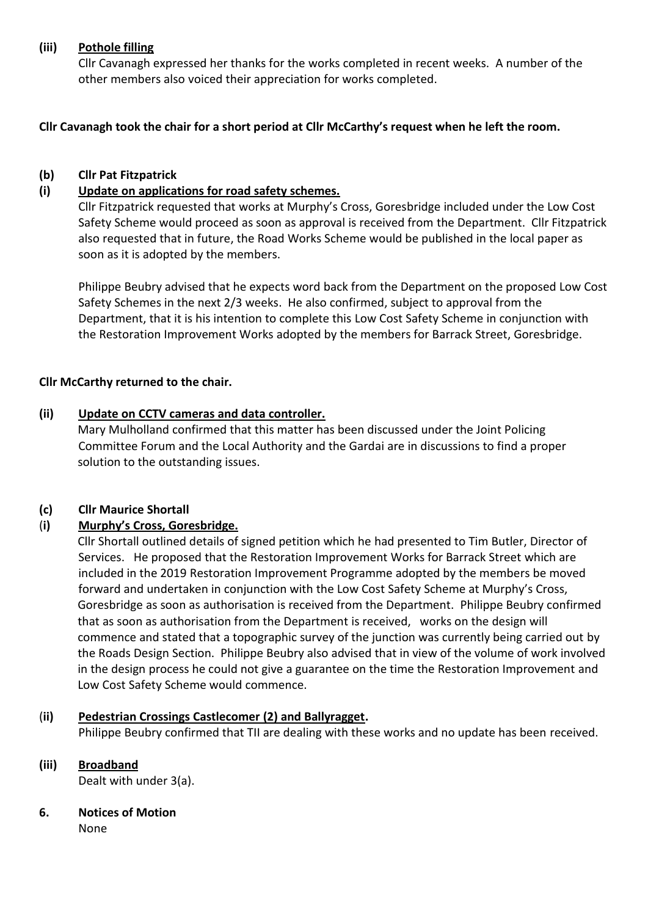**(iii) <u>Pothole filling</u>**

Cllr Cavanagh expressed her thanks for the works completed in recent weeks. A number of the other members also voiced their appreciation for works completed.

**Cllr Cavanagh took the chair for a short period at Cllr McCarthy's request when he left the room.**

**(b) Cllr Pat Fitzpatrick**

**(i) <u>Update on applications for road safety schemes.</u>**

Cllr Fitzpatrick requested that works at Murphy's Cross, Goresbridge included under the Low Cost Safety Scheme would proceed as soon as approval is received from the Department. Cllr Fitzpatrick also requested that in future, the Road Works Scheme would be published in the local paper as soon as it is adopted by the members.

Philippe Beubry advised that he expects word back from the Department on the proposed Low Cost Safety Schemes in the next 2/3 weeks. He also confirmed, subject to approval from the Department, that it is his intention to complete this Low Cost Safety Scheme in conjunction with the Restoration Improvement Works adopted by the members for Barrack Street, Goresbridge.

**Cllr McCarthy returned to the chair.**

**(ii) <u>Update on CCTV cameras and data controller.</u>**

Mary Mulholland confirmed that this matter has been discussed under the Joint Policing Committee Forum and the Local Authority and the Gardai are in discussions to find a proper solution to the outstanding issues.

**(c) Cllr Maurice Shortall**

**(i) <u>Murphy's Cross, Goresbridge.</u>**

Cllr Shortall outlined details of signed petition which he had presented to Tim Butler, Director of Services. He proposed that the Restoration Improvement Works for Barrack Street which are included in the 2019 Restoration Improvement Programme adopted by the members be moved forward and undertaken in conjunction with the Low Cost Safety Scheme at Murphy's Cross, Goresbridge as soon as authorisation is received from the Department. Philippe Beubry confirmed that as soon as authorisation from the Department is received, works on the design will commence and stated that a topographic survey of the junction was currently being carried out by the Roads Design Section. Philippe Beubry also advised that in view of the volume of work involved in the design process he could not give a guarantee on the time the Restoration Improvement and Low Cost Safety Scheme would commence.

**(ii) <u>Pedestrian Crossings Castlecomer (2) and Ballyragget</u>.**

Philippe Beubry confirmed that TII are dealing with these works and no update has been received.

**(iii) <u>Broadband</u>**

Dealt with under 3(a).

**6. Notices of Motion**

None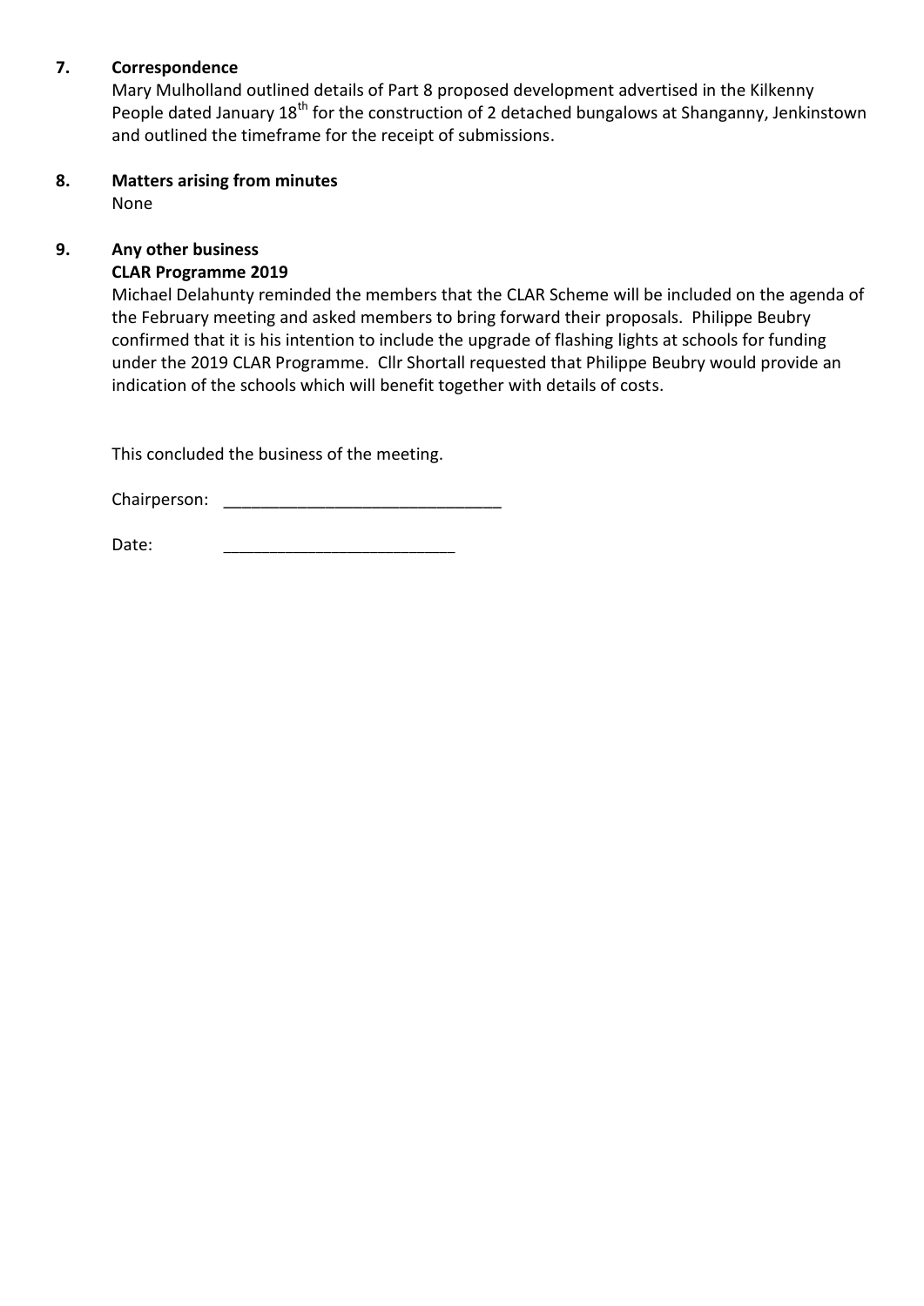## 7. Correspondence

Mary Mulholland outlined details of Part 8 proposed development advertised in the Kilkenny People dated January 18th for the construction of 2 detached bungalows at Shanganny, Jenkinstown and outlined the timeframe for the receipt of submissions.

## 8. Matters arising from minutes

None

## 9. Any other business

**CLAR Programme 2019**

Michael Delahunty reminded the members that the CLAR Scheme will be included on the agenda of the February meeting and asked members to bring forward their proposals. Philippe Beubry confirmed that it is his intention to include the upgrade of flashing lights at schools for funding under the 2019 CLAR Programme. Cllr Shortall requested that Philippe Beubry would provide an indication of the schools which will benefit together with details of costs.

This concluded the business of the meeting.

Chairperson: ______________________________

Date: _________________________